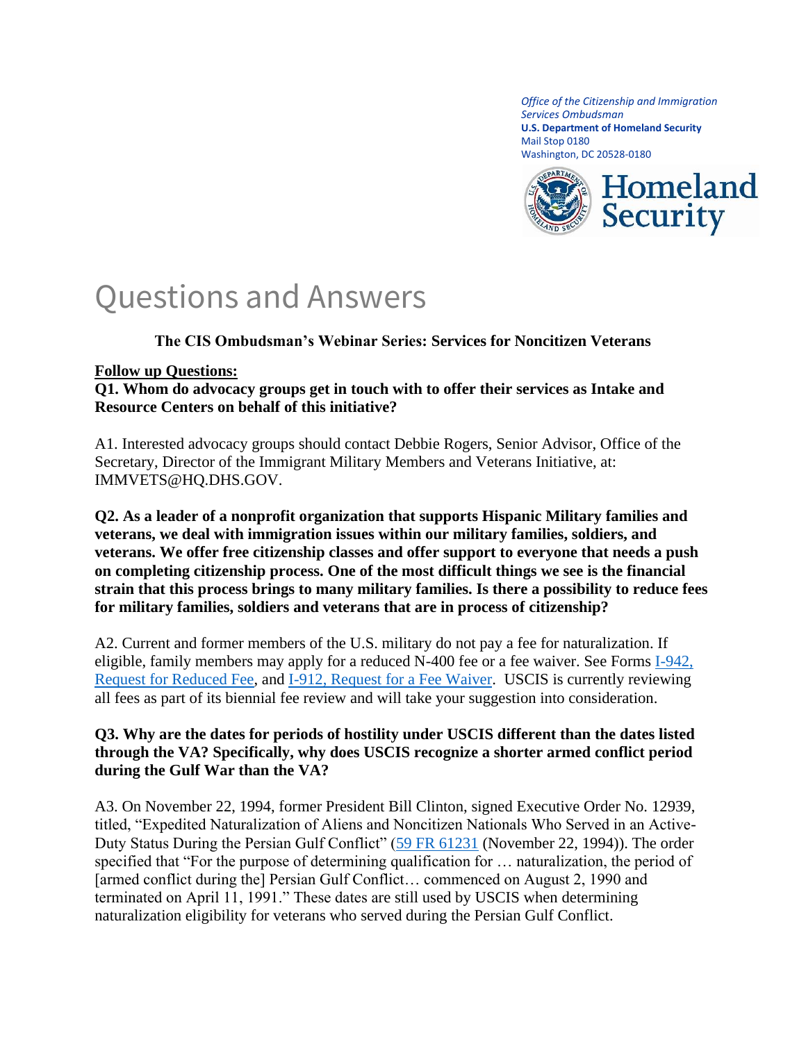*Office of the Citizenship and Immigration Services Ombudsman*
**U.S. Department of Homeland Security**
Mail Stop 0180
Washington, DC 20528-0180

Homeland Security

# Questions and Answers

**The CIS Ombudsman's Webinar Series: Services for Noncitizen Veterans**

**Follow up Questions:**

**Q1. Whom do advocacy groups get in touch with to offer their services as Intake and Resource Centers on behalf of this initiative?**

A1. Interested advocacy groups should contact Debbie Rogers, Senior Advisor, Office of the Secretary, Director of the Immigrant Military Members and Veterans Initiative, at: IMMVETS@HQ.DHS.GOV.

**Q2. As a leader of a nonprofit organization that supports Hispanic Military families and veterans, we deal with immigration issues within our military families, soldiers, and veterans. We offer free citizenship classes and offer support to everyone that needs a push on completing citizenship process. One of the most difficult things we see is the financial strain that this process brings to many military families. Is there a possibility to reduce fees for military families, soldiers and veterans that are in process of citizenship?**

A2. Current and former members of the U.S. military do not pay a fee for naturalization. If eligible, family members may apply for a reduced N-400 fee or a fee waiver. See Forms I-942, Request for Reduced Fee, and I-912, Request for a Fee Waiver. USCIS is currently reviewing all fees as part of its biennial fee review and will take your suggestion into consideration.

**Q3. Why are the dates for periods of hostility under USCIS different than the dates listed through the VA? Specifically, why does USCIS recognize a shorter armed conflict period during the Gulf War than the VA?**

A3. On November 22, 1994, former President Bill Clinton, signed Executive Order No. 12939, titled, "Expedited Naturalization of Aliens and Noncitizen Nationals Who Served in an Active-Duty Status During the Persian Gulf Conflict" (59 FR 61231 (November 22, 1994)). The order specified that "For the purpose of determining qualification for … naturalization, the period of [armed conflict during the] Persian Gulf Conflict… commenced on August 2, 1990 and terminated on April 11, 1991." These dates are still used by USCIS when determining naturalization eligibility for veterans who served during the Persian Gulf Conflict.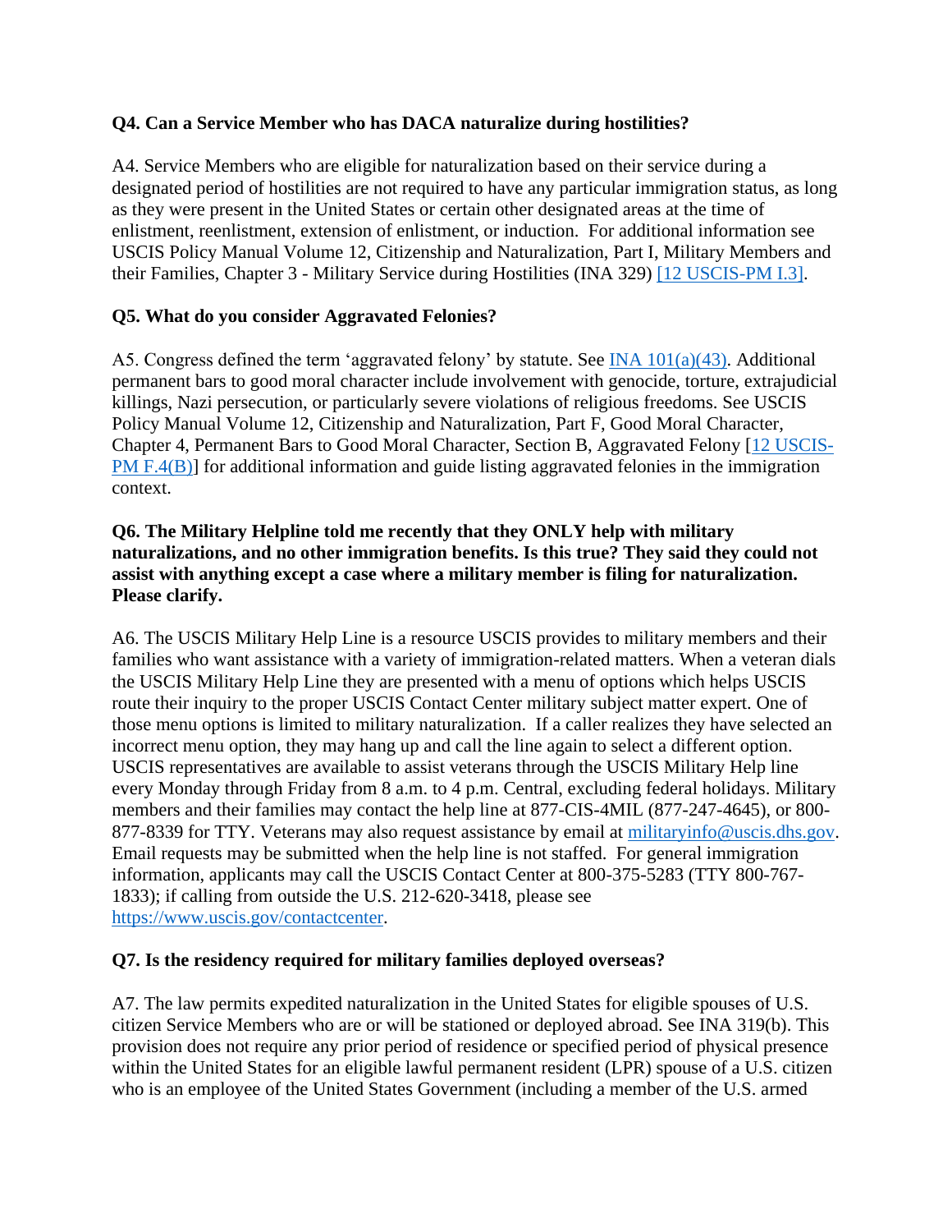**Q4. Can a Service Member who has DACA naturalize during hostilities?**

A4. Service Members who are eligible for naturalization based on their service during a designated period of hostilities are not required to have any particular immigration status, as long as they were present in the United States or certain other designated areas at the time of enlistment, reenlistment, extension of enlistment, or induction. For additional information see USCIS Policy Manual Volume 12, Citizenship and Naturalization, Part I, Military Members and their Families, Chapter 3 - Military Service during Hostilities (INA 329) [12 USCIS-PM I.3].

**Q5. What do you consider Aggravated Felonies?**

A5. Congress defined the term 'aggravated felony' by statute. See INA 101(a)(43). Additional permanent bars to good moral character include involvement with genocide, torture, extrajudicial killings, Nazi persecution, or particularly severe violations of religious freedoms. See USCIS Policy Manual Volume 12, Citizenship and Naturalization, Part F, Good Moral Character, Chapter 4, Permanent Bars to Good Moral Character, Section B, Aggravated Felony [12 USCIS-PM F.4(B)] for additional information and guide listing aggravated felonies in the immigration context.

**Q6. The Military Helpline told me recently that they ONLY help with military naturalizations, and no other immigration benefits. Is this true? They said they could not assist with anything except a case where a military member is filing for naturalization. Please clarify.**

A6. The USCIS Military Help Line is a resource USCIS provides to military members and their families who want assistance with a variety of immigration-related matters. When a veteran dials the USCIS Military Help Line they are presented with a menu of options which helps USCIS route their inquiry to the proper USCIS Contact Center military subject matter expert. One of those menu options is limited to military naturalization. If a caller realizes they have selected an incorrect menu option, they may hang up and call the line again to select a different option. USCIS representatives are available to assist veterans through the USCIS Military Help line every Monday through Friday from 8 a.m. to 4 p.m. Central, excluding federal holidays. Military members and their families may contact the help line at 877-CIS-4MIL (877-247-4645), or 800-877-8339 for TTY. Veterans may also request assistance by email at militaryinfo@uscis.dhs.gov. Email requests may be submitted when the help line is not staffed. For general immigration information, applicants may call the USCIS Contact Center at 800-375-5283 (TTY 800-767-1833); if calling from outside the U.S. 212-620-3418, please see https://www.uscis.gov/contactcenter.

**Q7. Is the residency required for military families deployed overseas?**

A7. The law permits expedited naturalization in the United States for eligible spouses of U.S. citizen Service Members who are or will be stationed or deployed abroad. See INA 319(b). This provision does not require any prior period of residence or specified period of physical presence within the United States for an eligible lawful permanent resident (LPR) spouse of a U.S. citizen who is an employee of the United States Government (including a member of the U.S. armed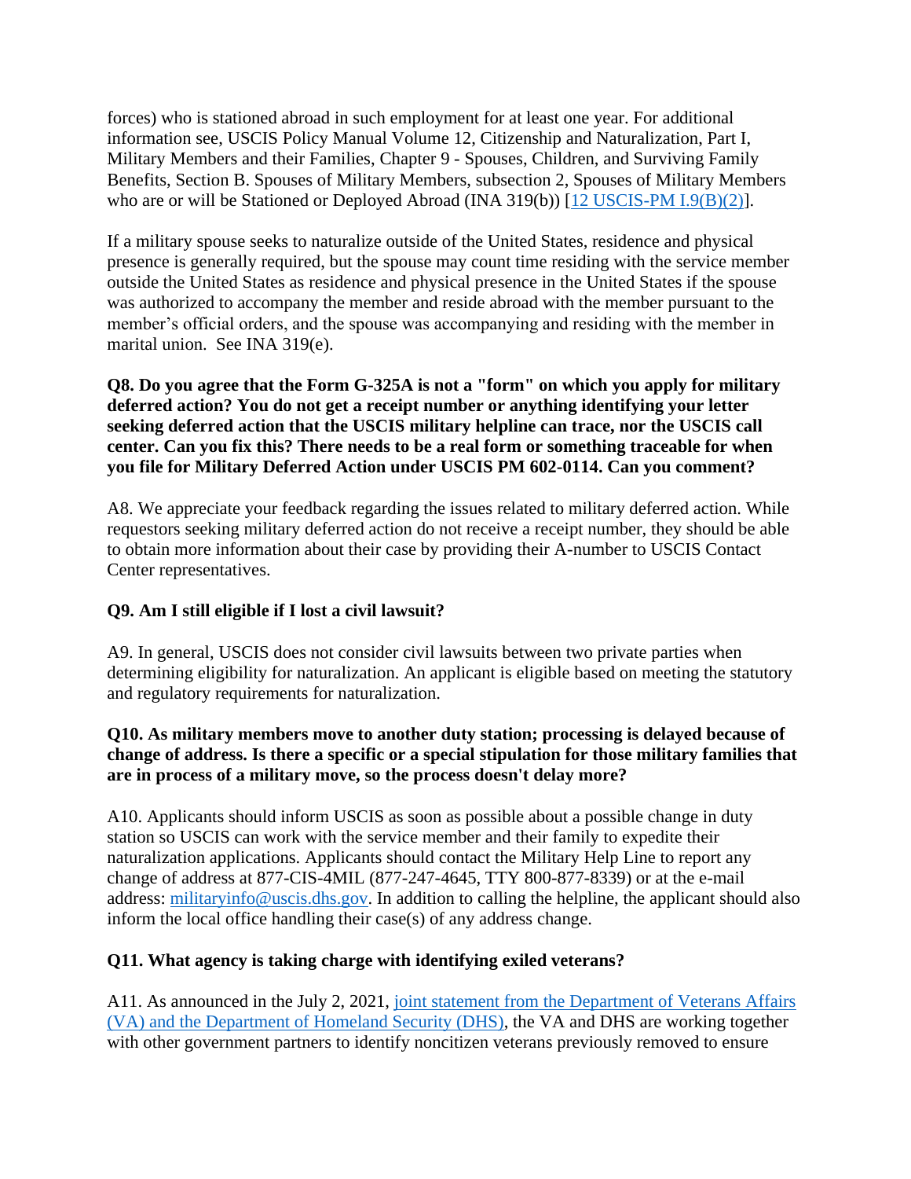forces) who is stationed abroad in such employment for at least one year. For additional information see, USCIS Policy Manual Volume 12, Citizenship and Naturalization, Part I, Military Members and their Families, Chapter 9 - Spouses, Children, and Surviving Family Benefits, Section B. Spouses of Military Members, subsection 2, Spouses of Military Members who are or will be Stationed or Deployed Abroad (INA 319(b)) [[12 USCIS-PM I.9(B)(2)]].

If a military spouse seeks to naturalize outside of the United States, residence and physical presence is generally required, but the spouse may count time residing with the service member outside the United States as residence and physical presence in the United States if the spouse was authorized to accompany the member and reside abroad with the member pursuant to the member's official orders, and the spouse was accompanying and residing with the member in marital union. See INA 319(e).

**Q8. Do you agree that the Form G-325A is not a "form" on which you apply for military deferred action? You do not get a receipt number or anything identifying your letter seeking deferred action that the USCIS military helpline can trace, nor the USCIS call center. Can you fix this? There needs to be a real form or something traceable for when you file for Military Deferred Action under USCIS PM 602-0114. Can you comment?**

A8. We appreciate your feedback regarding the issues related to military deferred action. While requestors seeking military deferred action do not receive a receipt number, they should be able to obtain more information about their case by providing their A-number to USCIS Contact Center representatives.

**Q9. Am I still eligible if I lost a civil lawsuit?**

A9. In general, USCIS does not consider civil lawsuits between two private parties when determining eligibility for naturalization. An applicant is eligible based on meeting the statutory and regulatory requirements for naturalization.

**Q10. As military members move to another duty station; processing is delayed because of change of address. Is there a specific or a special stipulation for those military families that are in process of a military move, so the process doesn't delay more?**

A10. Applicants should inform USCIS as soon as possible about a possible change in duty station so USCIS can work with the service member and their family to expedite their naturalization applications. Applicants should contact the Military Help Line to report any change of address at 877-CIS-4MIL (877-247-4645, TTY 800-877-8339) or at the e-mail address: militaryinfo@uscis.dhs.gov. In addition to calling the helpline, the applicant should also inform the local office handling their case(s) of any address change.

**Q11. What agency is taking charge with identifying exiled veterans?**

A11. As announced in the July 2, 2021, joint statement from the Department of Veterans Affairs (VA) and the Department of Homeland Security (DHS), the VA and DHS are working together with other government partners to identify noncitizen veterans previously removed to ensure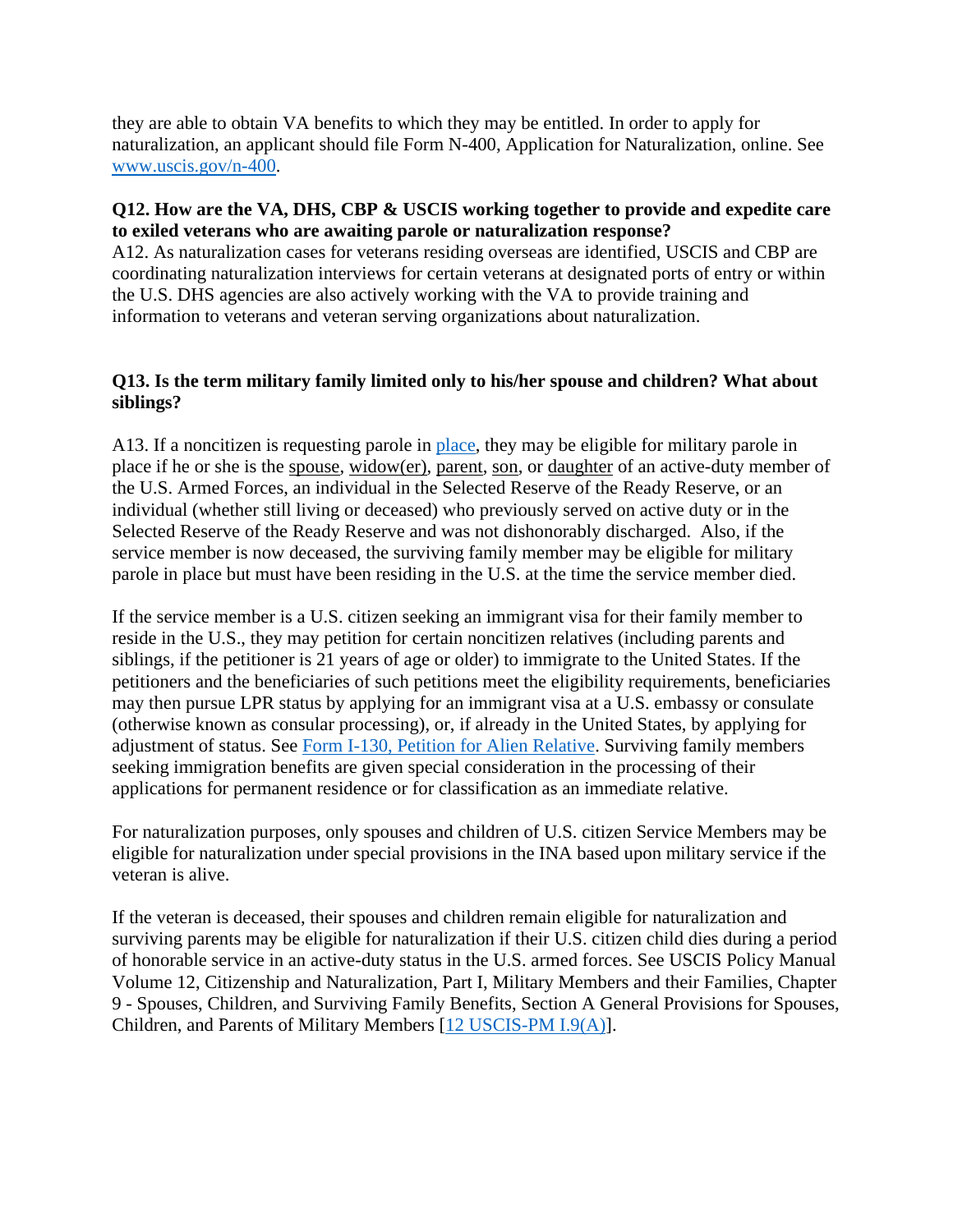they are able to obtain VA benefits to which they may be entitled. In order to apply for naturalization, an applicant should file Form N-400, Application for Naturalization, online. See [www.uscis.gov/n-400](www.uscis.gov/n-400).

**Q12. How are the VA, DHS, CBP & USCIS working together to provide and expedite care to exiled veterans who are awaiting parole or naturalization response?**

A12. As naturalization cases for veterans residing overseas are identified, USCIS and CBP are coordinating naturalization interviews for certain veterans at designated ports of entry or within the U.S. DHS agencies are also actively working with the VA to provide training and information to veterans and veteran serving organizations about naturalization.

**Q13. Is the term military family limited only to his/her spouse and children? What about siblings?**

A13. If a noncitizen is requesting parole in [place](place), they may be eligible for military parole in place if he or she is the spouse, widow(er), parent, son, or daughter of an active-duty member of the U.S. Armed Forces, an individual in the Selected Reserve of the Ready Reserve, or an individual (whether still living or deceased) who previously served on active duty or in the Selected Reserve of the Ready Reserve and was not dishonorably discharged. Also, if the service member is now deceased, the surviving family member may be eligible for military parole in place but must have been residing in the U.S. at the time the service member died.

If the service member is a U.S. citizen seeking an immigrant visa for their family member to reside in the U.S., they may petition for certain noncitizen relatives (including parents and siblings, if the petitioner is 21 years of age or older) to immigrate to the United States. If the petitioners and the beneficiaries of such petitions meet the eligibility requirements, beneficiaries may then pursue LPR status by applying for an immigrant visa at a U.S. embassy or consulate (otherwise known as consular processing), or, if already in the United States, by applying for adjustment of status. See [Form I-130, Petition for Alien Relative](Form I-130, Petition for Alien Relative). Surviving family members seeking immigration benefits are given special consideration in the processing of their applications for permanent residence or for classification as an immediate relative.

For naturalization purposes, only spouses and children of U.S. citizen Service Members may be eligible for naturalization under special provisions in the INA based upon military service if the veteran is alive.

If the veteran is deceased, their spouses and children remain eligible for naturalization and surviving parents may be eligible for naturalization if their U.S. citizen child dies during a period of honorable service in an active-duty status in the U.S. armed forces. See USCIS Policy Manual Volume 12, Citizenship and Naturalization, Part I, Military Members and their Families, Chapter 9 - Spouses, Children, and Surviving Family Benefits, Section A General Provisions for Spouses, Children, and Parents of Military Members [[12 USCIS-PM I.9(A)](12 USCIS-PM I.9(A))].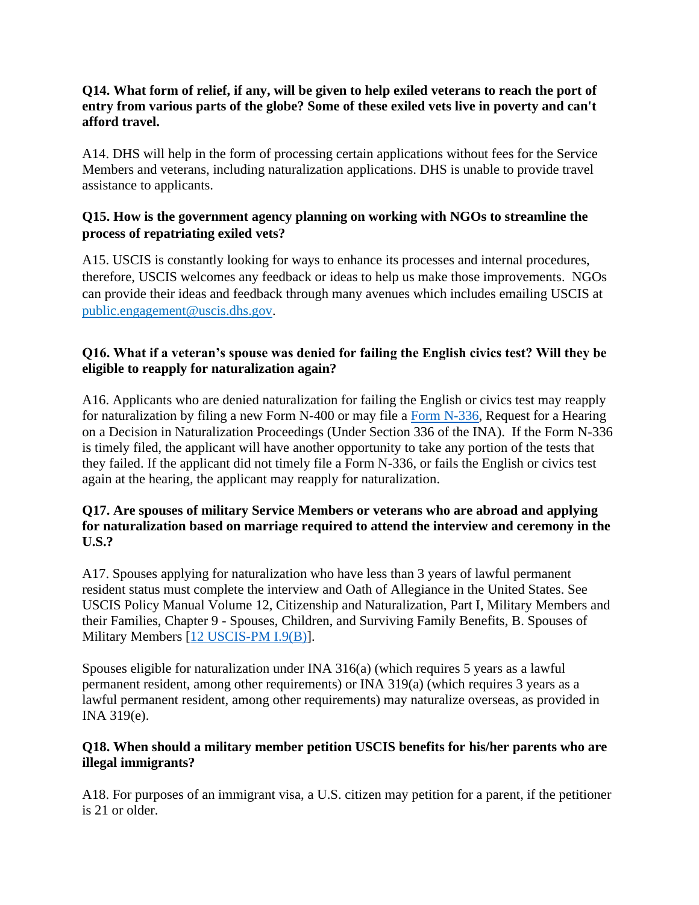**Q14. What form of relief, if any, will be given to help exiled veterans to reach the port of entry from various parts of the globe? Some of these exiled vets live in poverty and can't afford travel.**

A14. DHS will help in the form of processing certain applications without fees for the Service Members and veterans, including naturalization applications. DHS is unable to provide travel assistance to applicants.

**Q15. How is the government agency planning on working with NGOs to streamline the process of repatriating exiled vets?**

A15. USCIS is constantly looking for ways to enhance its processes and internal procedures, therefore, USCIS welcomes any feedback or ideas to help us make those improvements. NGOs can provide their ideas and feedback through many avenues which includes emailing USCIS at public.engagement@uscis.dhs.gov.

**Q16. What if a veteran's spouse was denied for failing the English civics test? Will they be eligible to reapply for naturalization again?**

A16. Applicants who are denied naturalization for failing the English or civics test may reapply for naturalization by filing a new Form N-400 or may file a Form N-336, Request for a Hearing on a Decision in Naturalization Proceedings (Under Section 336 of the INA). If the Form N-336 is timely filed, the applicant will have another opportunity to take any portion of the tests that they failed. If the applicant did not timely file a Form N-336, or fails the English or civics test again at the hearing, the applicant may reapply for naturalization.

**Q17. Are spouses of military Service Members or veterans who are abroad and applying for naturalization based on marriage required to attend the interview and ceremony in the U.S.?**

A17. Spouses applying for naturalization who have less than 3 years of lawful permanent resident status must complete the interview and Oath of Allegiance in the United States. See USCIS Policy Manual Volume 12, Citizenship and Naturalization, Part I, Military Members and their Families, Chapter 9 - Spouses, Children, and Surviving Family Benefits, B. Spouses of Military Members [12 USCIS-PM I.9(B)].

Spouses eligible for naturalization under INA 316(a) (which requires 5 years as a lawful permanent resident, among other requirements) or INA 319(a) (which requires 3 years as a lawful permanent resident, among other requirements) may naturalize overseas, as provided in INA 319(e).

**Q18. When should a military member petition USCIS benefits for his/her parents who are illegal immigrants?**

A18. For purposes of an immigrant visa, a U.S. citizen may petition for a parent, if the petitioner is 21 or older.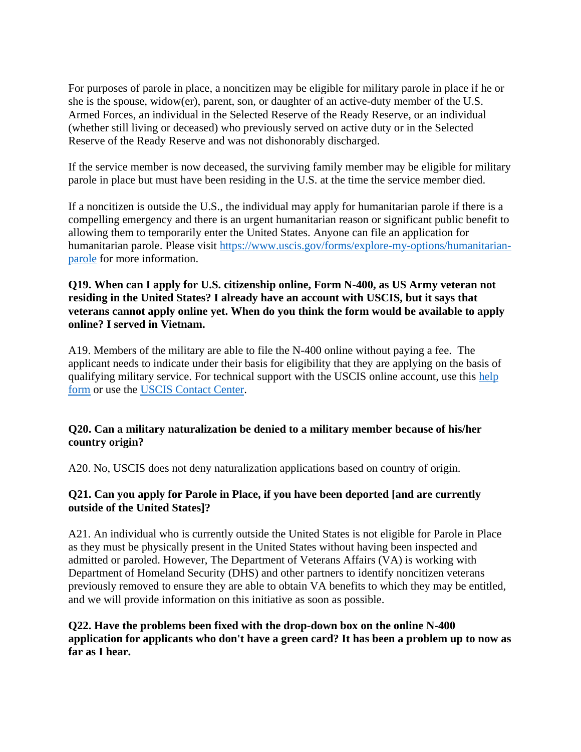For purposes of parole in place, a noncitizen may be eligible for military parole in place if he or she is the spouse, widow(er), parent, son, or daughter of an active-duty member of the U.S. Armed Forces, an individual in the Selected Reserve of the Ready Reserve, or an individual (whether still living or deceased) who previously served on active duty or in the Selected Reserve of the Ready Reserve and was not dishonorably discharged.

If the service member is now deceased, the surviving family member may be eligible for military parole in place but must have been residing in the U.S. at the time the service member died.

If a noncitizen is outside the U.S., the individual may apply for humanitarian parole if there is a compelling emergency and there is an urgent humanitarian reason or significant public benefit to allowing them to temporarily enter the United States. Anyone can file an application for humanitarian parole. Please visit [https://www.uscis.gov/forms/explore-my-options/humanitarian-parole](https://www.uscis.gov/forms/explore-my-options/humanitarian-parole) for more information.

**Q19. When can I apply for U.S. citizenship online, Form N-400, as US Army veteran not residing in the United States? I already have an account with USCIS, but it says that veterans cannot apply online yet. When do you think the form would be available to apply online? I served in Vietnam.**

A19. Members of the military are able to file the N-400 online without paying a fee. The applicant needs to indicate under their basis for eligibility that they are applying on the basis of qualifying military service. For technical support with the USCIS online account, use this help form or use the USCIS Contact Center.

**Q20. Can a military naturalization be denied to a military member because of his/her country origin?**

A20. No, USCIS does not deny naturalization applications based on country of origin.

**Q21. Can you apply for Parole in Place, if you have been deported [and are currently outside of the United States]?**

A21. An individual who is currently outside the United States is not eligible for Parole in Place as they must be physically present in the United States without having been inspected and admitted or paroled. However, The Department of Veterans Affairs (VA) is working with Department of Homeland Security (DHS) and other partners to identify noncitizen veterans previously removed to ensure they are able to obtain VA benefits to which they may be entitled, and we will provide information on this initiative as soon as possible.

**Q22. Have the problems been fixed with the drop-down box on the online N-400 application for applicants who don't have a green card? It has been a problem up to now as far as I hear.**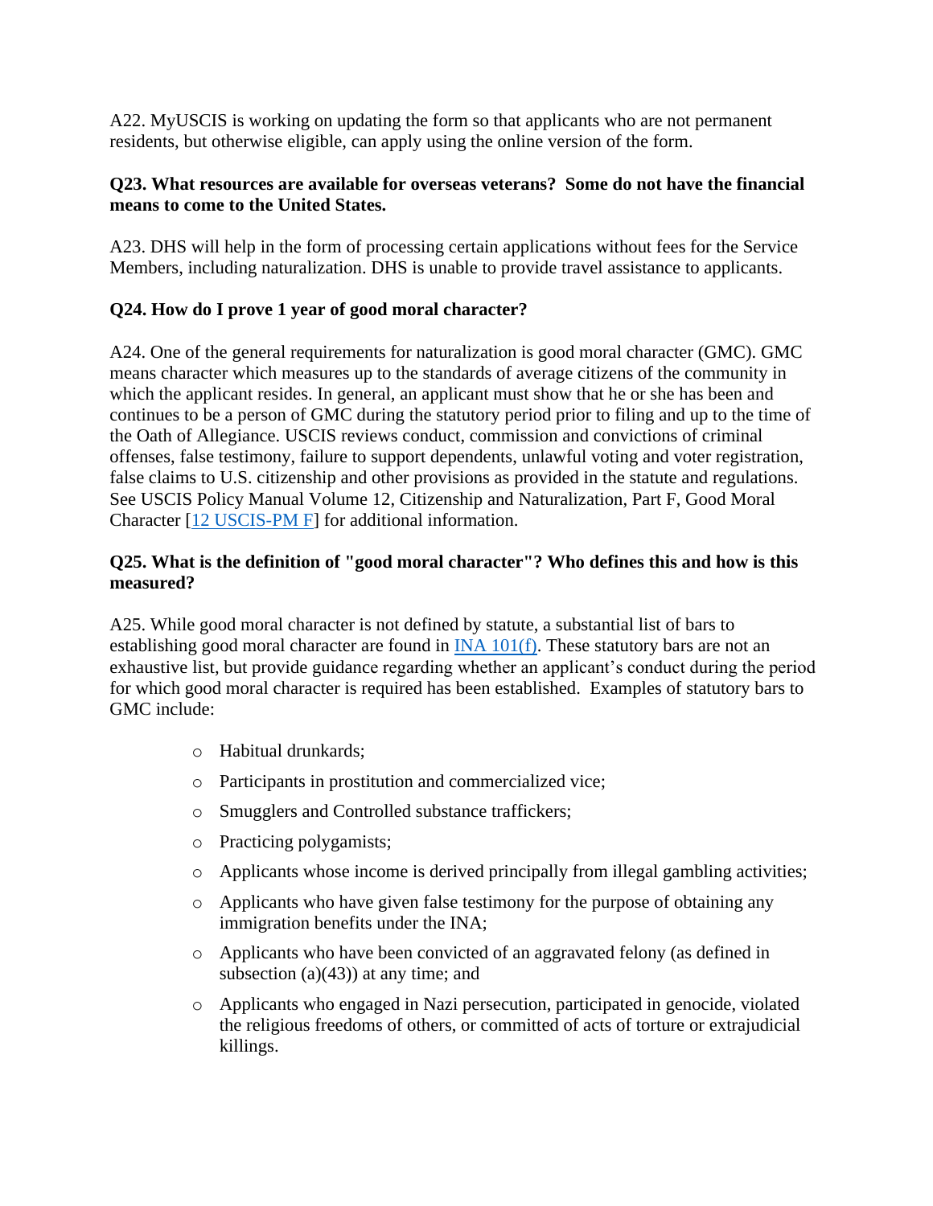A22. MyUSCIS is working on updating the form so that applicants who are not permanent residents, but otherwise eligible, can apply using the online version of the form.

**Q23. What resources are available for overseas veterans? Some do not have the financial means to come to the United States.**

A23. DHS will help in the form of processing certain applications without fees for the Service Members, including naturalization. DHS is unable to provide travel assistance to applicants.

**Q24. How do I prove 1 year of good moral character?**

A24. One of the general requirements for naturalization is good moral character (GMC). GMC means character which measures up to the standards of average citizens of the community in which the applicant resides. In general, an applicant must show that he or she has been and continues to be a person of GMC during the statutory period prior to filing and up to the time of the Oath of Allegiance. USCIS reviews conduct, commission and convictions of criminal offenses, false testimony, failure to support dependents, unlawful voting and voter registration, false claims to U.S. citizenship and other provisions as provided in the statute and regulations. See USCIS Policy Manual Volume 12, Citizenship and Naturalization, Part F, Good Moral Character [12 USCIS-PM F] for additional information.

**Q25. What is the definition of "good moral character"? Who defines this and how is this measured?**

A25. While good moral character is not defined by statute, a substantial list of bars to establishing good moral character are found in INA 101(f). These statutory bars are not an exhaustive list, but provide guidance regarding whether an applicant's conduct during the period for which good moral character is required has been established. Examples of statutory bars to GMC include:

- Habitual drunkards;
- Participants in prostitution and commercialized vice;
- Smugglers and Controlled substance traffickers;
- Practicing polygamists;
- Applicants whose income is derived principally from illegal gambling activities;
- Applicants who have given false testimony for the purpose of obtaining any immigration benefits under the INA;
- Applicants who have been convicted of an aggravated felony (as defined in subsection (a)(43)) at any time; and
- Applicants who engaged in Nazi persecution, participated in genocide, violated the religious freedoms of others, or committed of acts of torture or extrajudicial killings.